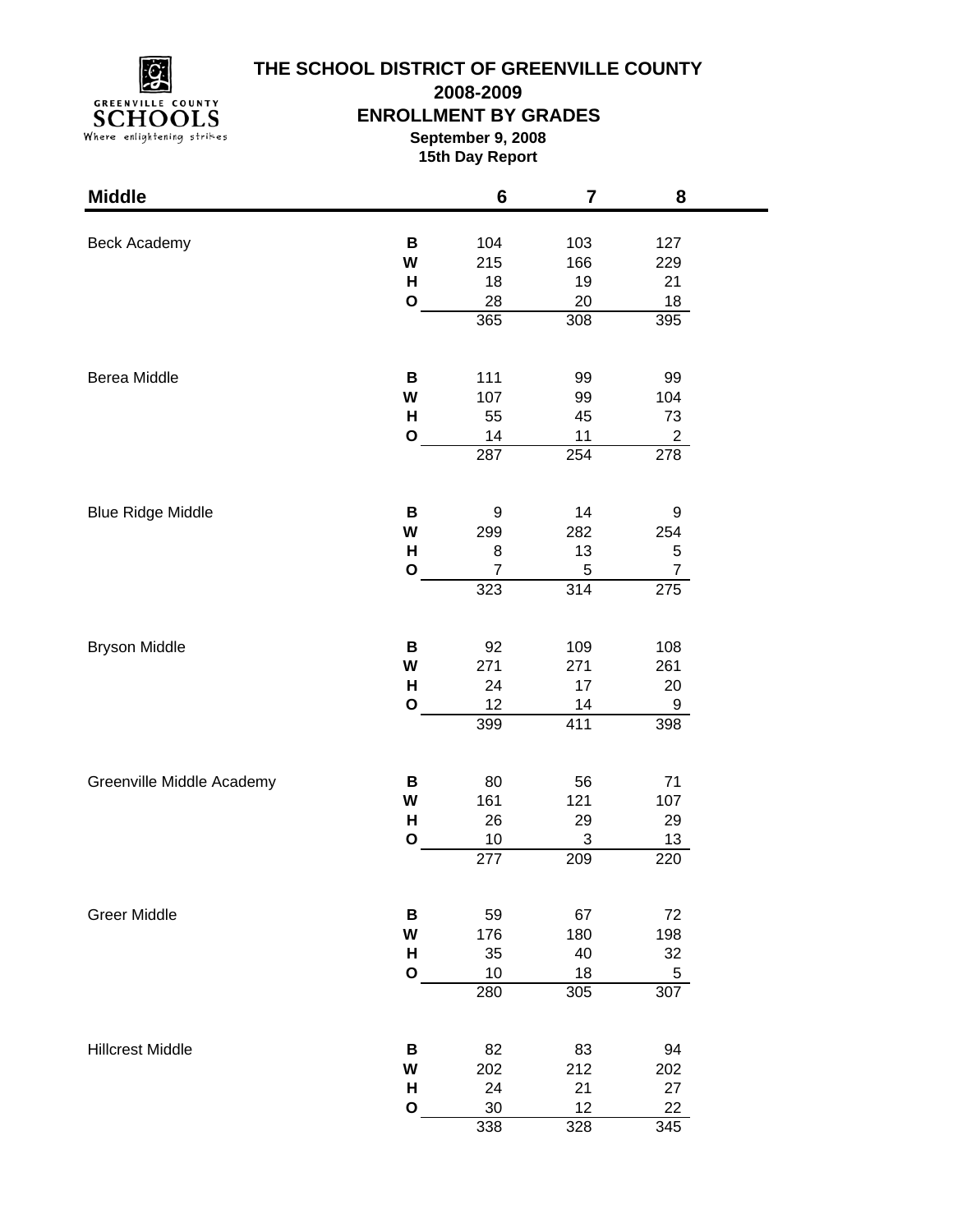# THE SCHOOL DISTRICT OF GREENVILLE COUNTY

## 2008-2009

## ENROLLMENT BY GRADES

**September 9, 2008**

**15th Day Report**

| Middle | | 6 | 7 | 8 |
|---|---|---|---|---|
| Beck Academy | **B** | 104 | 103 | 127 |
| | **W** | 215 | 166 | 229 |
| | **H** | 18 | 19 | 21 |
| | **O** | 28 | 20 | 18 |
| | | 365 | 308 | 395 |
| Berea Middle | **B** | 111 | 99 | 99 |
| | **W** | 107 | 99 | 104 |
| | **H** | 55 | 45 | 73 |
| | **O** | 14 | 11 | 2 |
| | | 287 | 254 | 278 |
| Blue Ridge Middle | **B** | 9 | 14 | 9 |
| | **W** | 299 | 282 | 254 |
| | **H** | 8 | 13 | 5 |
| | **O** | 7 | 5 | 7 |
| | | 323 | 314 | 275 |
| Bryson Middle | **B** | 92 | 109 | 108 |
| | **W** | 271 | 271 | 261 |
| | **H** | 24 | 17 | 20 |
| | **O** | 12 | 14 | 9 |
| | | 399 | 411 | 398 |
| Greenville Middle Academy | **B** | 80 | 56 | 71 |
| | **W** | 161 | 121 | 107 |
| | **H** | 26 | 29 | 29 |
| | **O** | 10 | 3 | 13 |
| | | 277 | 209 | 220 |
| Greer Middle | **B** | 59 | 67 | 72 |
| | **W** | 176 | 180 | 198 |
| | **H** | 35 | 40 | 32 |
| | **O** | 10 | 18 | 5 |
| | | 280 | 305 | 307 |
| Hillcrest Middle | **B** | 82 | 83 | 94 |
| | **W** | 202 | 212 | 202 |
| | **H** | 24 | 21 | 27 |
| | **O** | 30 | 12 | 22 |
| | | 338 | 328 | 345 |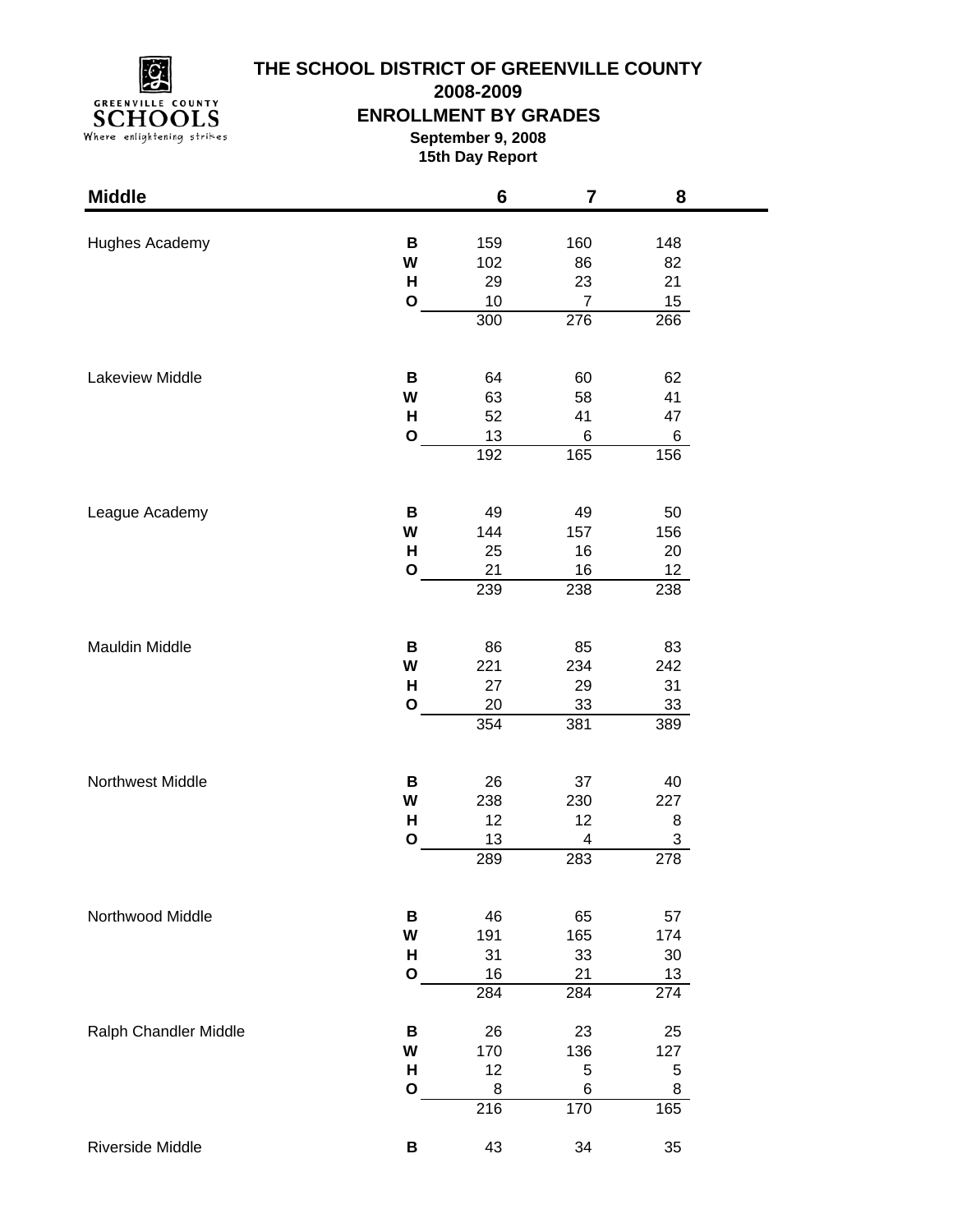# THE SCHOOL DISTRICT OF GREENVILLE COUNTY

## 2008-2009

## ENROLLMENT BY GRADES

**September 9, 2008**

**15th Day Report**

| Middle | | 6 | 7 | 8 |
|---|---|---|---|---|
| Hughes Academy | **B** | 159 | 160 | 148 |
| | **W** | 102 | 86 | 82 |
| | **H** | 29 | 23 | 21 |
| | **O** | 10 | 7 | 15 |
| | | 300 | 276 | 266 |
| Lakeview Middle | **B** | 64 | 60 | 62 |
| | **W** | 63 | 58 | 41 |
| | **H** | 52 | 41 | 47 |
| | **O** | 13 | 6 | 6 |
| | | 192 | 165 | 156 |
| League Academy | **B** | 49 | 49 | 50 |
| | **W** | 144 | 157 | 156 |
| | **H** | 25 | 16 | 20 |
| | **O** | 21 | 16 | 12 |
| | | 239 | 238 | 238 |
| Mauldin Middle | **B** | 86 | 85 | 83 |
| | **W** | 221 | 234 | 242 |
| | **H** | 27 | 29 | 31 |
| | **O** | 20 | 33 | 33 |
| | | 354 | 381 | 389 |
| Northwest Middle | **B** | 26 | 37 | 40 |
| | **W** | 238 | 230 | 227 |
| | **H** | 12 | 12 | 8 |
| | **O** | 13 | 4 | 3 |
| | | 289 | 283 | 278 |
| Northwood Middle | **B** | 46 | 65 | 57 |
| | **W** | 191 | 165 | 174 |
| | **H** | 31 | 33 | 30 |
| | **O** | 16 | 21 | 13 |
| | | 284 | 284 | 274 |
| Ralph Chandler Middle | **B** | 26 | 23 | 25 |
| | **W** | 170 | 136 | 127 |
| | **H** | 12 | 5 | 5 |
| | **O** | 8 | 6 | 8 |
| | | 216 | 170 | 165 |
| Riverside Middle | **B** | 43 | 34 | 35 |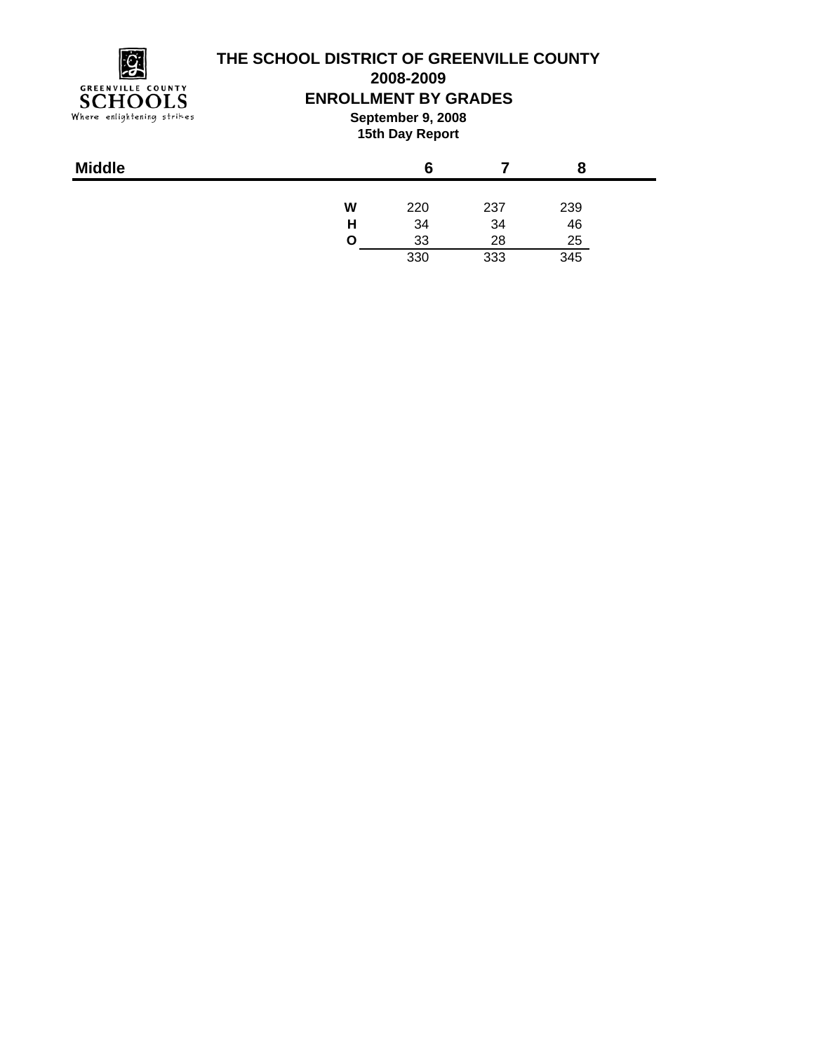**GREENVILLE COUNTY SCHOOLS**
Where enlightening strikes

# THE SCHOOL DISTRICT OF GREENVILLE COUNTY

## 2008-2009

## ENROLLMENT BY GRADES

**September 9, 2008**

**15th Day Report**

| Middle | | 6 | 7 | 8 |
|---|---|---|---|---|
| | **W** | 220 | 237 | 239 |
| | **H** | 34 | 34 | 46 |
| | **O** | 33 | 28 | 25 |
| | | 330 | 333 | 345 |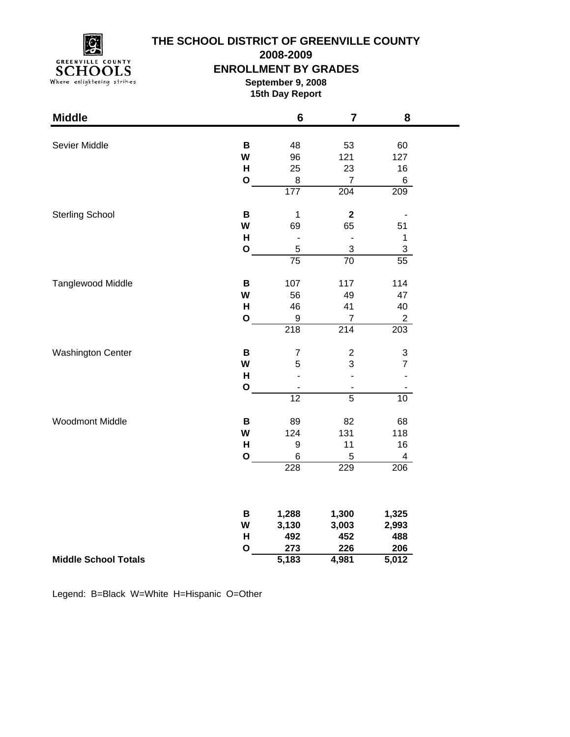# THE SCHOOL DISTRICT OF GREENVILLE COUNTY

## 2008-2009

## ENROLLMENT BY GRADES

**September 9, 2008**

**15th Day Report**

| Middle | | 6 | 7 | 8 |
|---|---|---|---|---|
| Sevier Middle | **B** | 48 | 53 | 60 |
| | **W** | 96 | 121 | 127 |
| | **H** | 25 | 23 | 16 |
| | **O** | 8 | 7 | 6 |
| | | 177 | 204 | 209 |
| Sterling School | **B** | 1 | **2** | - |
| | **W** | 69 | 65 | 51 |
| | **H** | - | - | 1 |
| | **O** | 5 | 3 | 3 |
| | | 75 | 70 | 55 |
| Tanglewood Middle | **B** | 107 | 117 | 114 |
| | **W** | 56 | 49 | 47 |
| | **H** | 46 | 41 | 40 |
| | **O** | 9 | 7 | 2 |
| | | 218 | 214 | 203 |
| Washington Center | **B** | 7 | 2 | 3 |
| | **W** | 5 | 3 | 7 |
| | **H** | - | - | - |
| | **O** | - | - | - |
| | | 12 | 5 | 10 |
| Woodmont Middle | **B** | 89 | 82 | 68 |
| | **W** | 124 | 131 | 118 |
| | **H** | 9 | 11 | 16 |
| | **O** | 6 | 5 | 4 |
| | | 228 | 229 | 206 |
| | **B** | **1,288** | **1,300** | **1,325** |
| | **W** | **3,130** | **3,003** | **2,993** |
| | **H** | **492** | **452** | **488** |
| | **O** | **273** | **226** | **206** |
| **Middle School Totals** | | **5,183** | **4,981** | **5,012** |

Legend: B=Black W=White H=Hispanic O=Other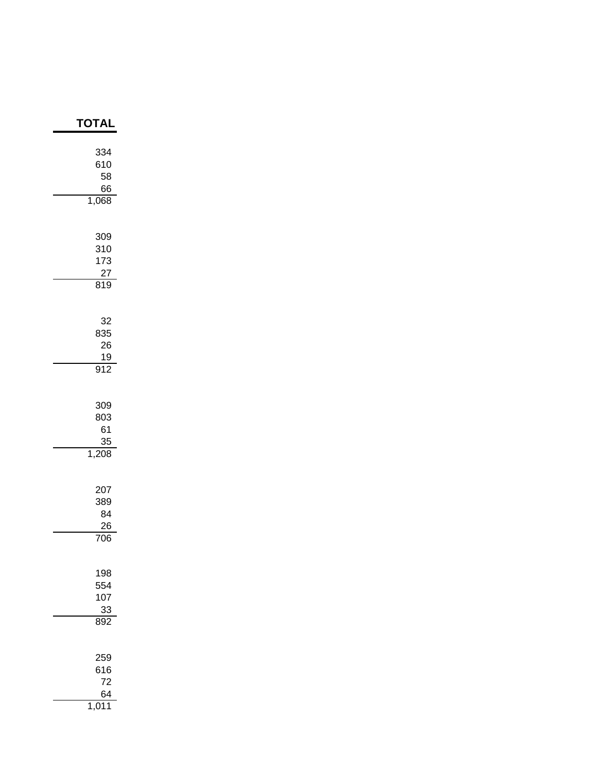| TOTAL |
|---|
| 334 |
| 610 |
| 58 |
| 66 |
| 1,068 |
| |
| 309 |
| 310 |
| 173 |
| 27 |
| 819 |
| |
| 32 |
| 835 |
| 26 |
| 19 |
| 912 |
| |
| 309 |
| 803 |
| 61 |
| 35 |
| 1,208 |
| |
| 207 |
| 389 |
| 84 |
| 26 |
| 706 |
| |
| 198 |
| 554 |
| 107 |
| 33 |
| 892 |
| |
| 259 |
| 616 |
| 72 |
| 64 |
| 1,011 |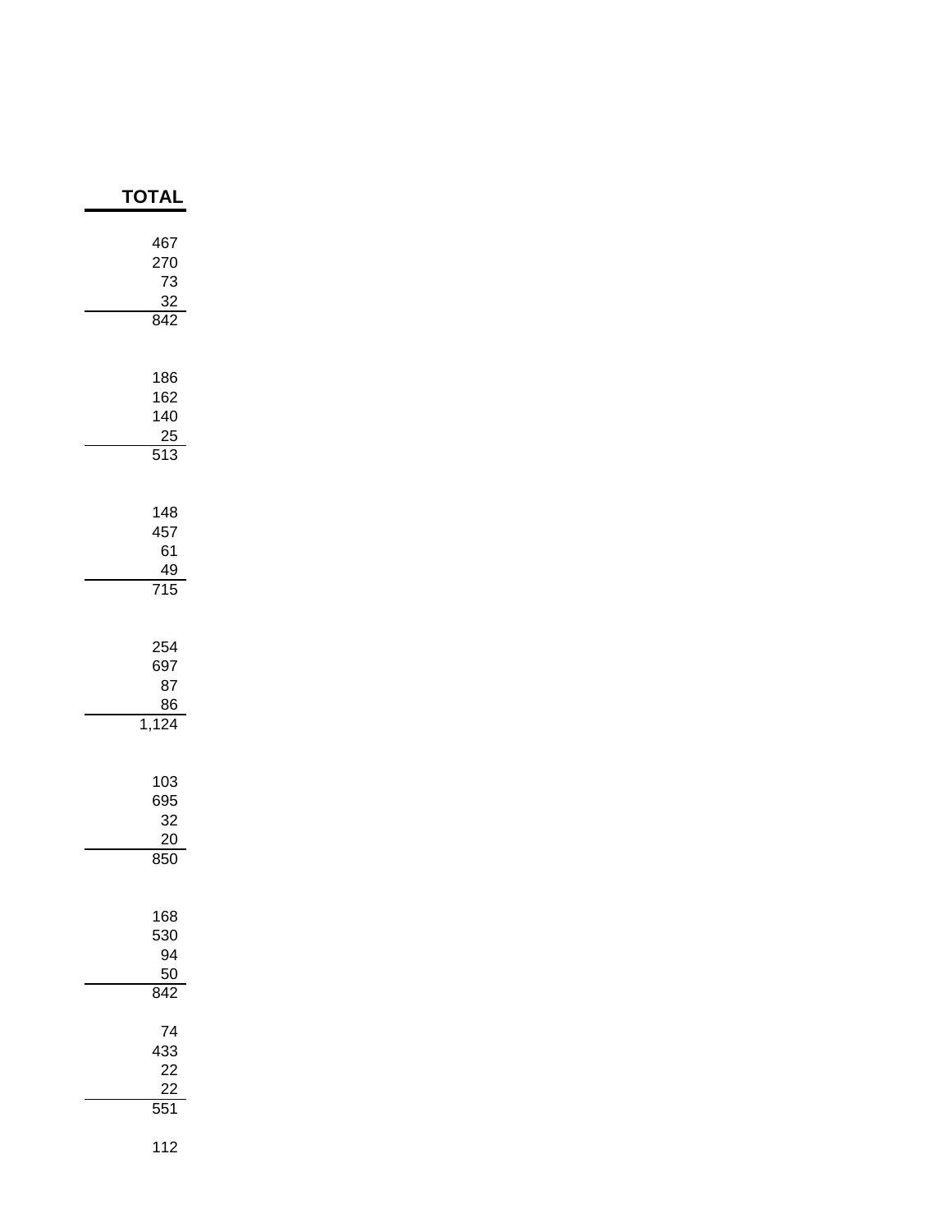| TOTAL |
| ---: |
| 467 |
| 270 |
| 73 |
| 32 |
| 842 |
| |
| 186 |
| 162 |
| 140 |
| 25 |
| 513 |
| |
| 148 |
| 457 |
| 61 |
| 49 |
| 715 |
| |
| 254 |
| 697 |
| 87 |
| 86 |
| 1,124 |
| |
| 103 |
| 695 |
| 32 |
| 20 |
| 850 |
| |
| 168 |
| 530 |
| 94 |
| 50 |
| 842 |
| |
| 74 |
| 433 |
| 22 |
| 22 |
| 551 |
| |
| 112 |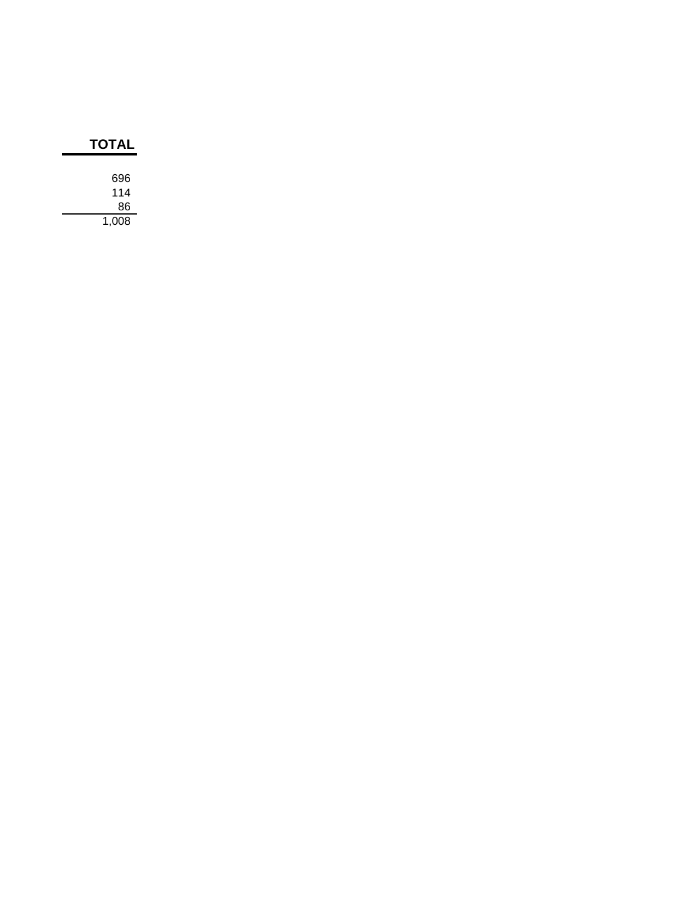| TOTAL |
|---:|
| 696 |
| 114 |
| 86 |
| 1,008 |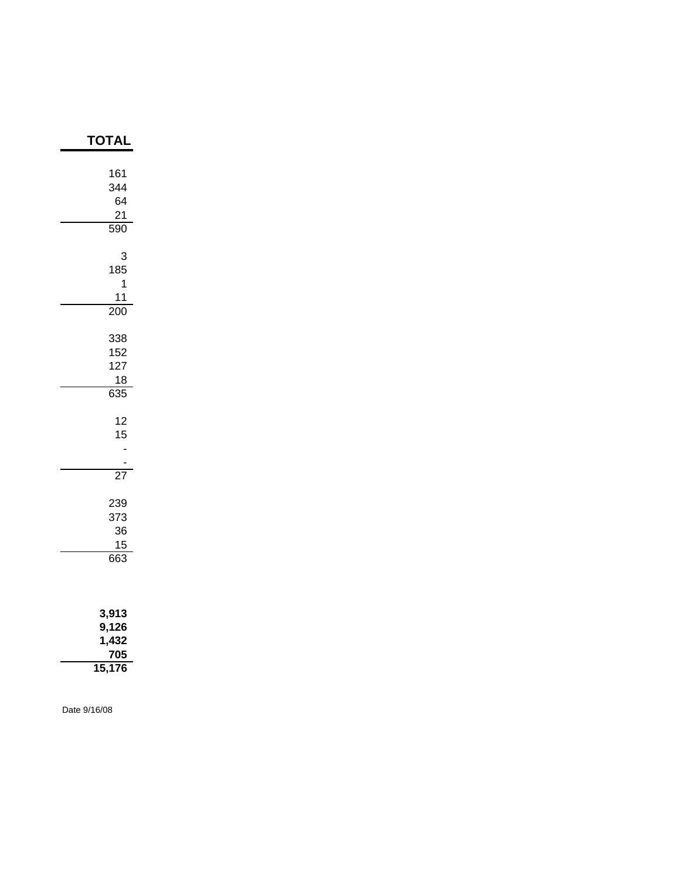| TOTAL |
| --- |
| 161 |
| 344 |
| 64 |
| 21 |
| 590 |
| |
| 3 |
| 185 |
| 1 |
| 11 |
| 200 |
| |
| 338 |
| 152 |
| 127 |
| 18 |
| 635 |
| |
| 12 |
| 15 |
| - |
| - |
| 27 |
| |
| 239 |
| 373 |
| 36 |
| 15 |
| 663 |
| |
| **3,913** |
| **9,126** |
| **1,432** |
| **705** |
| **15,176** |

Date 9/16/08